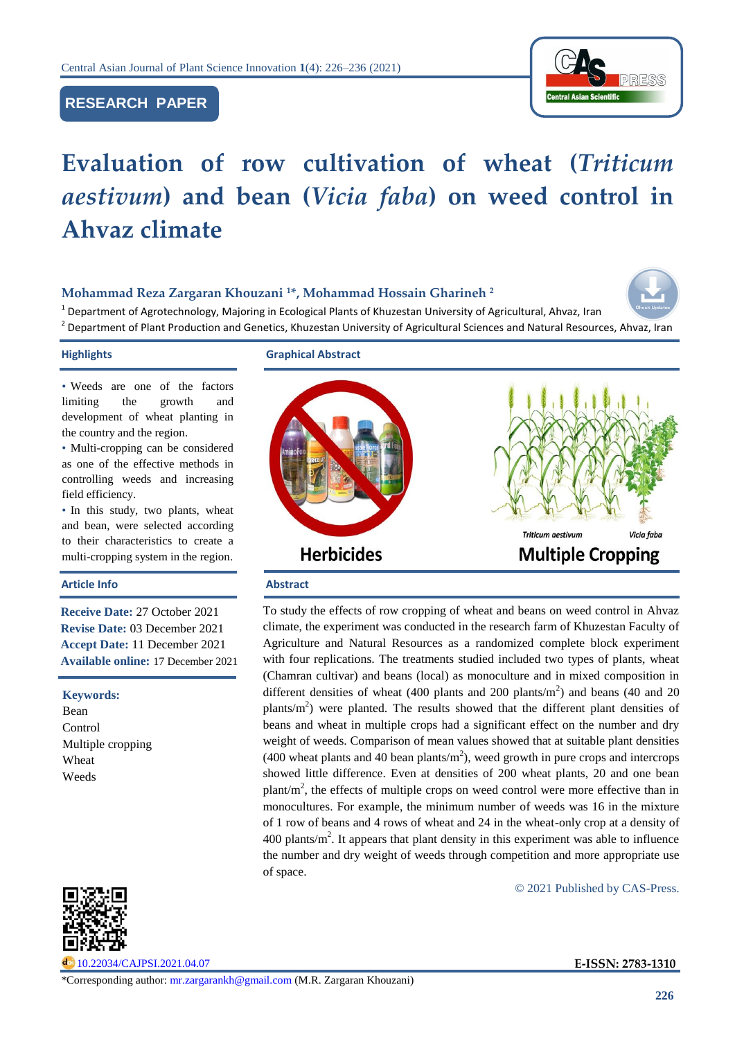RESEARCH PAPER

# Evaluation of row cultivation of wheat (*Triticum aestivum*) and bean (*Vicia faba*) on weed control in Ahvaz climate

**Mohammad Reza Zargaran Khouzani [1]*, Mohammad Hossain Gharineh [2]**

[1] Department of Agrotechnology, Majoring in Ecological Plants of Khuzestan University of Agricultural, Ahvaz, Iran

[2] Department of Plant Production and Genetics, Khuzestan University of Agricultural Sciences and Natural Resources, Ahvaz, Iran

## Highlights

- Weeds are one of the factors limiting the growth and development of wheat planting in the country and the region.
- Multi-cropping can be considered as one of the effective methods in controlling weeds and increasing field efficiency.
- In this study, two plants, wheat and bean, were selected according to their characteristics to create a multi-cropping system in the region.

## Graphical Abstract

Herbicides

*Triticum aestivum* *Vicia faba*

Multiple Cropping

## Article Info

**Receive Date:** 27 October 2021
**Revise Date:** 03 December 2021
**Accept Date:** 11 December 2021
**Available online:** 17 December 2021

**Keywords:**
Bean
Control
Multiple cropping
Wheat
Weeds

## Abstract

To study the effects of row cropping of wheat and beans on weed control in Ahvaz climate, the experiment was conducted in the research farm of Khuzestan Faculty of Agriculture and Natural Resources as a randomized complete block experiment with four replications. The treatments studied included two types of plants, wheat (Chamran cultivar) and beans (local) as monoculture and in mixed composition in different densities of wheat (400 plants and 200 plants/m$^2$) and beans (40 and 20 plants/m$^2$) were planted. The results showed that the different plant densities of beans and wheat in multiple crops had a significant effect on the number and dry weight of weeds. Comparison of mean values showed that at suitable plant densities (400 wheat plants and 40 bean plants/m$^2$), weed growth in pure crops and intercrops showed little difference. Even at densities of 200 wheat plants, 20 and one bean plant/m$^2$, the effects of multiple crops on weed control were more effective than in monocultures. For example, the minimum number of weeds was 16 in the mixture of 1 row of beans and 4 rows of wheat and 24 in the wheat-only crop at a density of 400 plants/m$^2$. It appears that plant density in this experiment was able to influence the number and dry weight of weeds through competition and more appropriate use of space.

© 2021 Published by CAS-Press.

10.22034/CAJPSI.2021.04.07

**E-ISSN: 2783-1310**

*Corresponding author: mr.zargarankh@gmail.com (M.R. Zargaran Khouzani)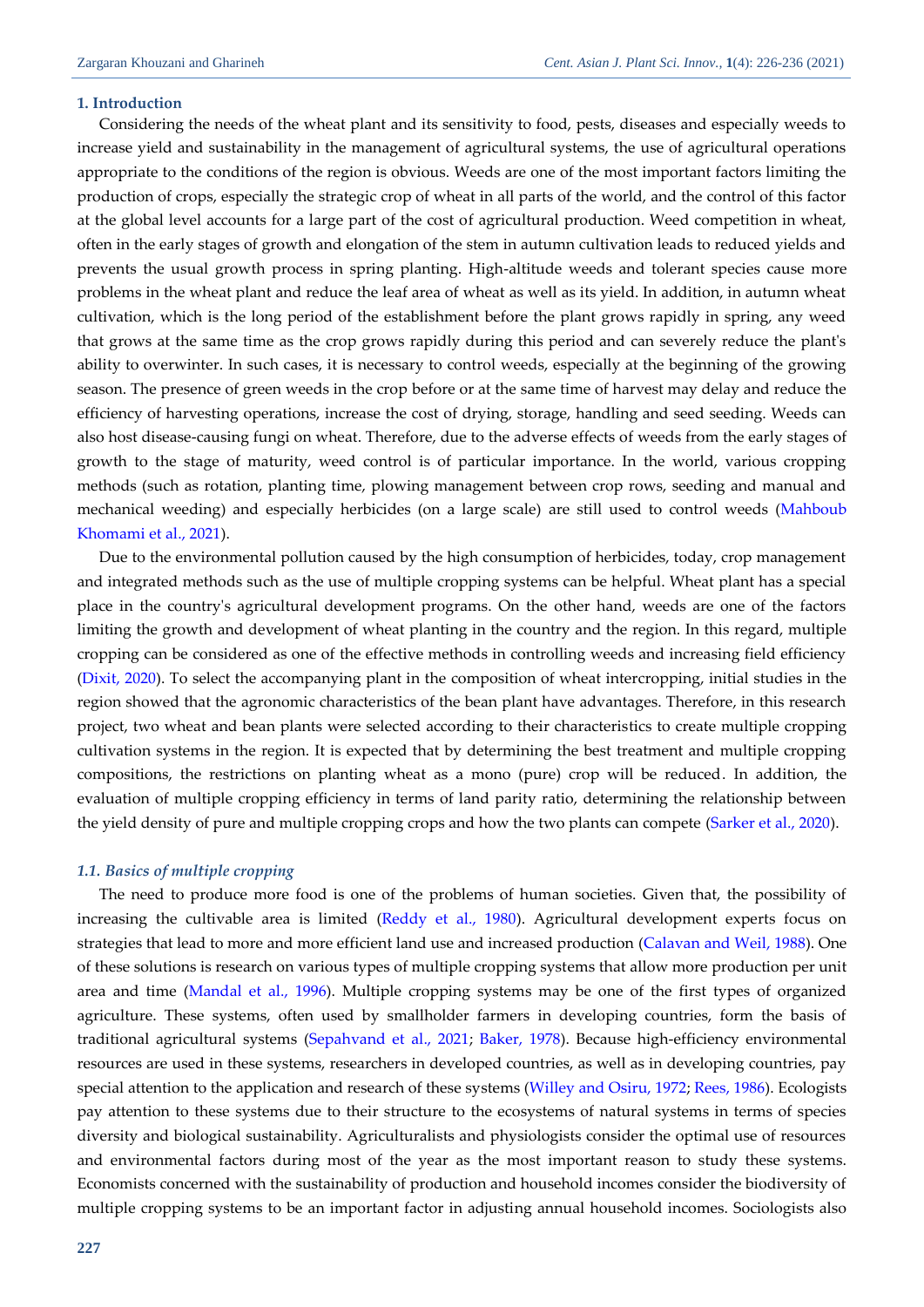## 1. Introduction

Considering the needs of the wheat plant and its sensitivity to food, pests, diseases and especially weeds to increase yield and sustainability in the management of agricultural systems, the use of agricultural operations appropriate to the conditions of the region is obvious. Weeds are one of the most important factors limiting the production of crops, especially the strategic crop of wheat in all parts of the world, and the control of this factor at the global level accounts for a large part of the cost of agricultural production. Weed competition in wheat, often in the early stages of growth and elongation of the stem in autumn cultivation leads to reduced yields and prevents the usual growth process in spring planting. High-altitude weeds and tolerant species cause more problems in the wheat plant and reduce the leaf area of wheat as well as its yield. In addition, in autumn wheat cultivation, which is the long period of the establishment before the plant grows rapidly in spring, any weed that grows at the same time as the crop grows rapidly during this period and can severely reduce the plant's ability to overwinter. In such cases, it is necessary to control weeds, especially at the beginning of the growing season. The presence of green weeds in the crop before or at the same time of harvest may delay and reduce the efficiency of harvesting operations, increase the cost of drying, storage, handling and seed seeding. Weeds can also host disease-causing fungi on wheat. Therefore, due to the adverse effects of weeds from the early stages of growth to the stage of maturity, weed control is of particular importance. In the world, various cropping methods (such as rotation, planting time, plowing management between crop rows, seeding and manual and mechanical weeding) and especially herbicides (on a large scale) are still used to control weeds (Mahboub Khomami et al., 2021).

Due to the environmental pollution caused by the high consumption of herbicides, today, crop management and integrated methods such as the use of multiple cropping systems can be helpful. Wheat plant has a special place in the country's agricultural development programs. On the other hand, weeds are one of the factors limiting the growth and development of wheat planting in the country and the region. In this regard, multiple cropping can be considered as one of the effective methods in controlling weeds and increasing field efficiency (Dixit, 2020). To select the accompanying plant in the composition of wheat intercropping, initial studies in the region showed that the agronomic characteristics of the bean plant have advantages. Therefore, in this research project, two wheat and bean plants were selected according to their characteristics to create multiple cropping cultivation systems in the region. It is expected that by determining the best treatment and multiple cropping compositions, the restrictions on planting wheat as a mono (pure) crop will be reduced. In addition, the evaluation of multiple cropping efficiency in terms of land parity ratio, determining the relationship between the yield density of pure and multiple cropping crops and how the two plants can compete (Sarker et al., 2020).

### *1.1. Basics of multiple cropping*

The need to produce more food is one of the problems of human societies. Given that, the possibility of increasing the cultivable area is limited (Reddy et al., 1980). Agricultural development experts focus on strategies that lead to more and more efficient land use and increased production (Calavan and Weil, 1988). One of these solutions is research on various types of multiple cropping systems that allow more production per unit area and time (Mandal et al., 1996). Multiple cropping systems may be one of the first types of organized agriculture. These systems, often used by smallholder farmers in developing countries, form the basis of traditional agricultural systems (Sepahvand et al., 2021; Baker, 1978). Because high-efficiency environmental resources are used in these systems, researchers in developed countries, as well as in developing countries, pay special attention to the application and research of these systems (Willey and Osiru, 1972; Rees, 1986). Ecologists pay attention to these systems due to their structure to the ecosystems of natural systems in terms of species diversity and biological sustainability. Agriculturalists and physiologists consider the optimal use of resources and environmental factors during most of the year as the most important reason to study these systems. Economists concerned with the sustainability of production and household incomes consider the biodiversity of multiple cropping systems to be an important factor in adjusting annual household incomes. Sociologists also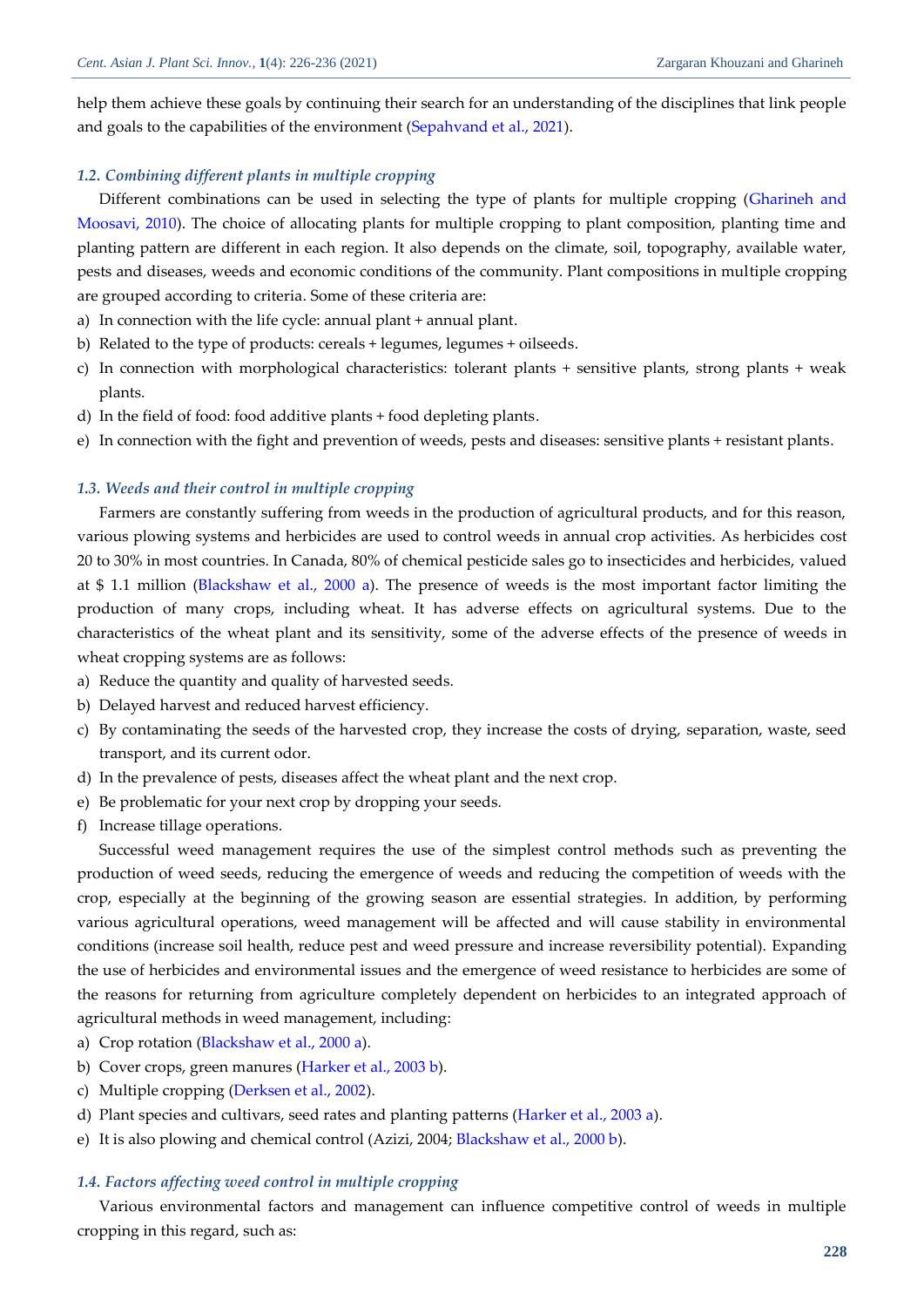help them achieve these goals by continuing their search for an understanding of the disciplines that link people and goals to the capabilities of the environment (Sepahvand et al., 2021).

### *1.2. Combining different plants in multiple cropping*

Different combinations can be used in selecting the type of plants for multiple cropping (Gharineh and Moosavi, 2010). The choice of allocating plants for multiple cropping to plant composition, planting time and planting pattern are different in each region. It also depends on the climate, soil, topography, available water, pests and diseases, weeds and economic conditions of the community. Plant compositions in multiple cropping are grouped according to criteria. Some of these criteria are:

a) In connection with the life cycle: annual plant + annual plant.
b) Related to the type of products: cereals + legumes, legumes + oilseeds.
c) In connection with morphological characteristics: tolerant plants + sensitive plants, strong plants + weak plants.
d) In the field of food: food additive plants + food depleting plants.
e) In connection with the fight and prevention of weeds, pests and diseases: sensitive plants + resistant plants.

### *1.3. Weeds and their control in multiple cropping*

Farmers are constantly suffering from weeds in the production of agricultural products, and for this reason, various plowing systems and herbicides are used to control weeds in annual crop activities. As herbicides cost 20 to 30% in most countries. In Canada, 80% of chemical pesticide sales go to insecticides and herbicides, valued at $ 1.1 million (Blackshaw et al., 2000 a). The presence of weeds is the most important factor limiting the production of many crops, including wheat. It has adverse effects on agricultural systems. Due to the characteristics of the wheat plant and its sensitivity, some of the adverse effects of the presence of weeds in wheat cropping systems are as follows:

a) Reduce the quantity and quality of harvested seeds.
b) Delayed harvest and reduced harvest efficiency.
c) By contaminating the seeds of the harvested crop, they increase the costs of drying, separation, waste, seed transport, and its current odor.
d) In the prevalence of pests, diseases affect the wheat plant and the next crop.
e) Be problematic for your next crop by dropping your seeds.
f) Increase tillage operations.

Successful weed management requires the use of the simplest control methods such as preventing the production of weed seeds, reducing the emergence of weeds and reducing the competition of weeds with the crop, especially at the beginning of the growing season are essential strategies. In addition, by performing various agricultural operations, weed management will be affected and will cause stability in environmental conditions (increase soil health, reduce pest and weed pressure and increase reversibility potential). Expanding the use of herbicides and environmental issues and the emergence of weed resistance to herbicides are some of the reasons for returning from agriculture completely dependent on herbicides to an integrated approach of agricultural methods in weed management, including:

a) Crop rotation (Blackshaw et al., 2000 a).
b) Cover crops, green manures (Harker et al., 2003 b).
c) Multiple cropping (Derksen et al., 2002).
d) Plant species and cultivars, seed rates and planting patterns (Harker et al., 2003 a).
e) It is also plowing and chemical control (Azizi, 2004; Blackshaw et al., 2000 b).

### *1.4. Factors affecting weed control in multiple cropping*

Various environmental factors and management can influence competitive control of weeds in multiple cropping in this regard, such as: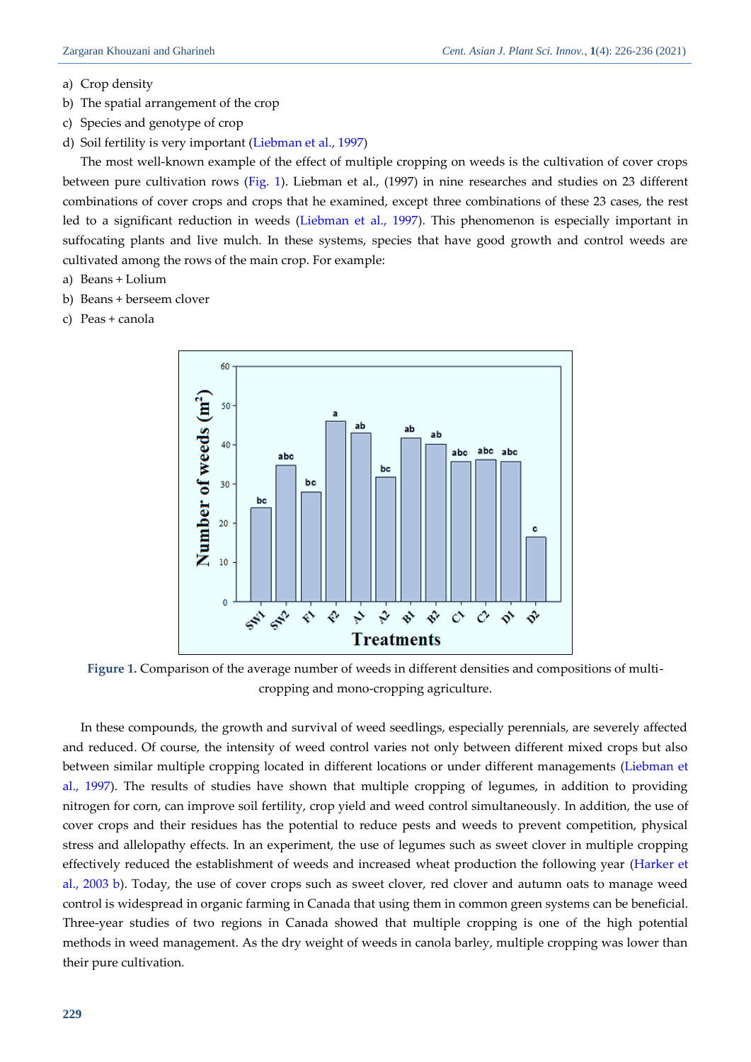a) Crop density
b) The spatial arrangement of the crop
c) Species and genotype of crop
d) Soil fertility is very important (Liebman et al., 1997)

The most well-known example of the effect of multiple cropping on weeds is the cultivation of cover crops between pure cultivation rows (Fig. 1). Liebman et al., (1997) in nine researches and studies on 23 different combinations of cover crops and crops that he examined, except three combinations of these 23 cases, the rest led to a significant reduction in weeds (Liebman et al., 1997). This phenomenon is especially important in suffocating plants and live mulch. In these systems, species that have good growth and control weeds are cultivated among the rows of the main crop. For example:

a) Beans + Lolium
b) Beans + berseem clover
c) Peas + canola

**Figure 1.** Comparison of the average number of weeds in different densities and compositions of multi-cropping and mono-cropping agriculture.

In these compounds, the growth and survival of weed seedlings, especially perennials, are severely affected and reduced. Of course, the intensity of weed control varies not only between different mixed crops but also between similar multiple cropping located in different locations or under different managements (Liebman et al., 1997). The results of studies have shown that multiple cropping of legumes, in addition to providing nitrogen for corn, can improve soil fertility, crop yield and weed control simultaneously. In addition, the use of cover crops and their residues has the potential to reduce pests and weeds to prevent competition, physical stress and allelopathy effects. In an experiment, the use of legumes such as sweet clover in multiple cropping effectively reduced the establishment of weeds and increased wheat production the following year (Harker et al., 2003 b). Today, the use of cover crops such as sweet clover, red clover and autumn oats to manage weed control is widespread in organic farming in Canada that using them in common green systems can be beneficial. Three-year studies of two regions in Canada showed that multiple cropping is one of the high potential methods in weed management. As the dry weight of weeds in canola barley, multiple cropping was lower than their pure cultivation.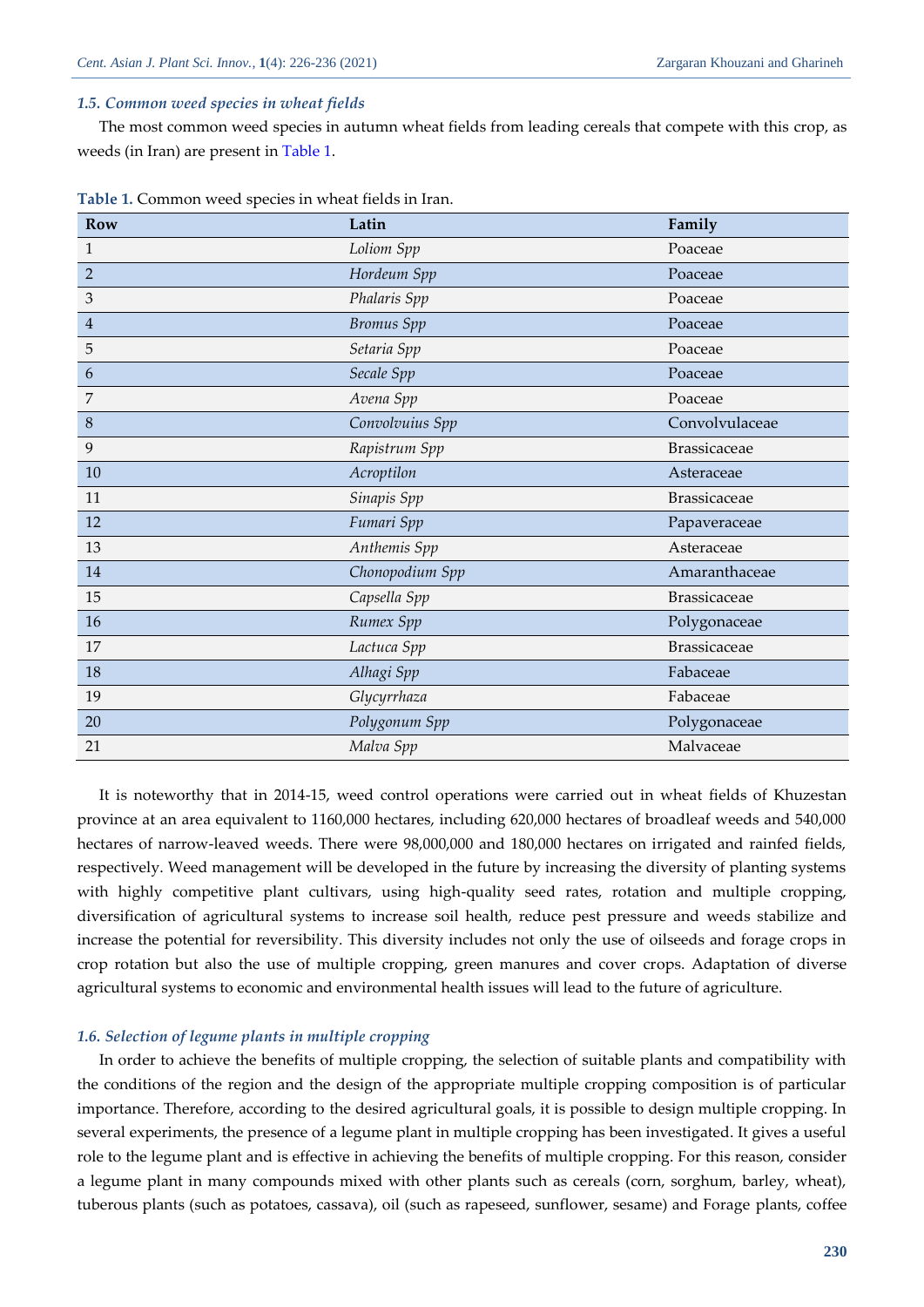### 1.5. Common weed species in wheat fields

The most common weed species in autumn wheat fields from leading cereals that compete with this crop, as weeds (in Iran) are present in Table 1.

**Table 1.** Common weed species in wheat fields in Iran.

| Row | Latin | Family |
|---|---|---|
| 1 | *Loliom Spp* | Poaceae |
| 2 | *Hordeum Spp* | Poaceae |
| 3 | *Phalaris Spp* | Poaceae |
| 4 | *Bromus Spp* | Poaceae |
| 5 | *Setaria Spp* | Poaceae |
| 6 | *Secale Spp* | Poaceae |
| 7 | *Avena Spp* | Poaceae |
| 8 | *Convolvuius Spp* | Convolvulaceae |
| 9 | *Rapistrum Spp* | Brassicaceae |
| 10 | *Acroptilon* | Asteraceae |
| 11 | *Sinapis Spp* | Brassicaceae |
| 12 | *Fumari Spp* | Papaveraceae |
| 13 | *Anthemis Spp* | Asteraceae |
| 14 | *Chonopodium Spp* | Amaranthaceae |
| 15 | *Capsella Spp* | Brassicaceae |
| 16 | *Rumex Spp* | Polygonaceae |
| 17 | *Lactuca Spp* | Brassicaceae |
| 18 | *Alhagi Spp* | Fabaceae |
| 19 | *Glycyrrhaza* | Fabaceae |
| 20 | *Polygonum Spp* | Polygonaceae |
| 21 | *Malva Spp* | Malvaceae |

It is noteworthy that in 2014-15, weed control operations were carried out in wheat fields of Khuzestan province at an area equivalent to 1160,000 hectares, including 620,000 hectares of broadleaf weeds and 540,000 hectares of narrow-leaved weeds. There were 98,000,000 and 180,000 hectares on irrigated and rainfed fields, respectively. Weed management will be developed in the future by increasing the diversity of planting systems with highly competitive plant cultivars, using high-quality seed rates, rotation and multiple cropping, diversification of agricultural systems to increase soil health, reduce pest pressure and weeds stabilize and increase the potential for reversibility. This diversity includes not only the use of oilseeds and forage crops in crop rotation but also the use of multiple cropping, green manures and cover crops. Adaptation of diverse agricultural systems to economic and environmental health issues will lead to the future of agriculture.

### 1.6. Selection of legume plants in multiple cropping

In order to achieve the benefits of multiple cropping, the selection of suitable plants and compatibility with the conditions of the region and the design of the appropriate multiple cropping composition is of particular importance. Therefore, according to the desired agricultural goals, it is possible to design multiple cropping. In several experiments, the presence of a legume plant in multiple cropping has been investigated. It gives a useful role to the legume plant and is effective in achieving the benefits of multiple cropping. For this reason, consider a legume plant in many compounds mixed with other plants such as cereals (corn, sorghum, barley, wheat), tuberous plants (such as potatoes, cassava), oil (such as rapeseed, sunflower, sesame) and Forage plants, coffee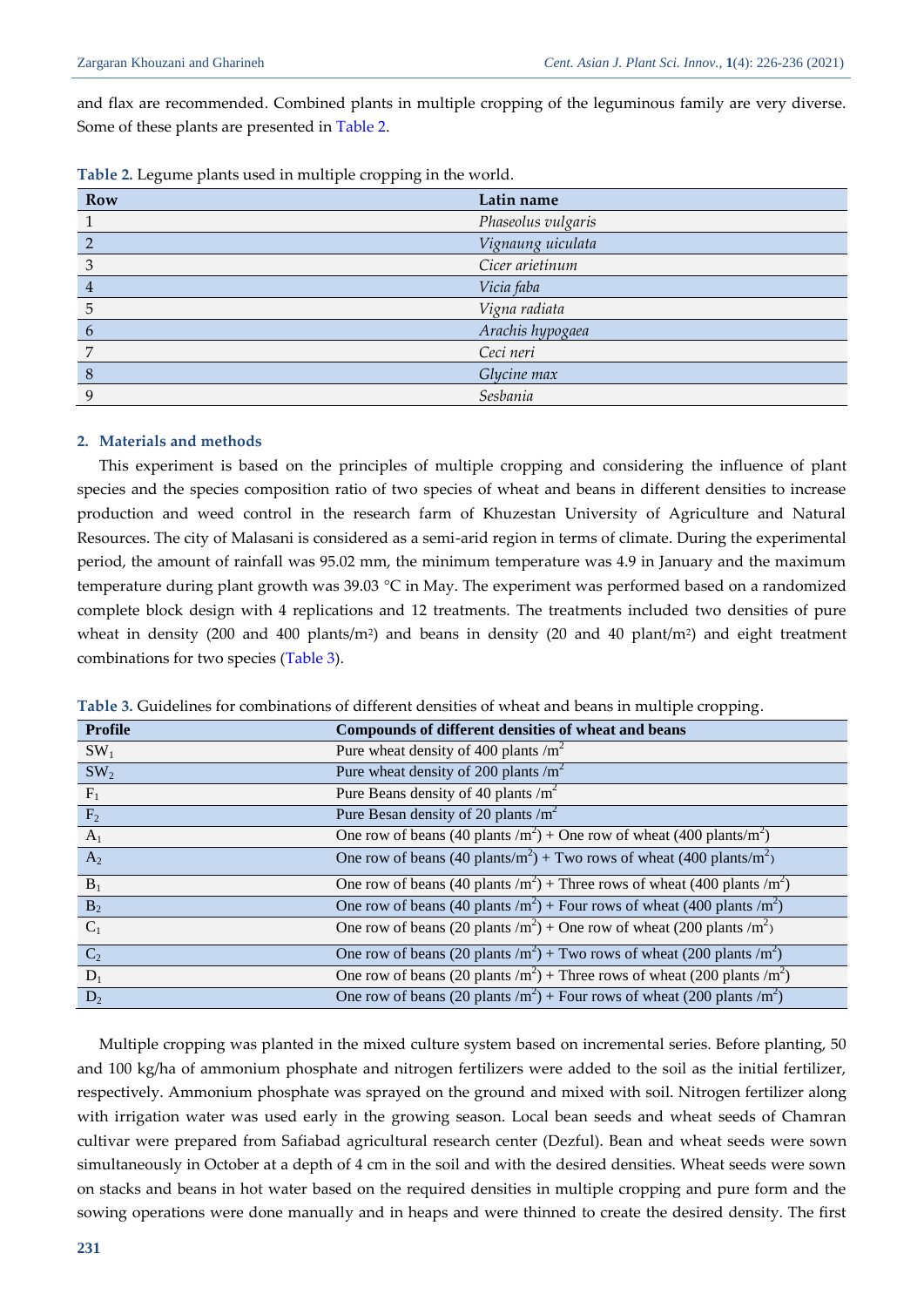and flax are recommended. Combined plants in multiple cropping of the leguminous family are very diverse. Some of these plants are presented in Table 2.

**Table 2.** Legume plants used in multiple cropping in the world.

| Row | Latin name |
|---|---|
| 1 | *Phaseolus vulgaris* |
| 2 | *Vignaung uiculata* |
| 3 | *Cicer arietinum* |
| 4 | *Vicia faba* |
| 5 | *Vigna radiata* |
| 6 | *Arachis hypogaea* |
| 7 | *Ceci neri* |
| 8 | *Glycine max* |
| 9 | *Sesbania* |

## 2. Materials and methods

This experiment is based on the principles of multiple cropping and considering the influence of plant species and the species composition ratio of two species of wheat and beans in different densities to increase production and weed control in the research farm of Khuzestan University of Agriculture and Natural Resources. The city of Malasani is considered as a semi-arid region in terms of climate. During the experimental period, the amount of rainfall was 95.02 mm, the minimum temperature was 4.9 in January and the maximum temperature during plant growth was 39.03 °C in May. The experiment was performed based on a randomized complete block design with 4 replications and 12 treatments. The treatments included two densities of pure wheat in density (200 and 400 plants/m²) and beans in density (20 and 40 plant/m²) and eight treatment combinations for two species (Table 3).

**Table 3.** Guidelines for combinations of different densities of wheat and beans in multiple cropping.

| Profile | Compounds of different densities of wheat and beans |
|---|---|
| $SW_1$ | Pure wheat density of 400 plants /m$^2$ |
| $SW_2$ | Pure wheat density of 200 plants /m$^2$ |
| $F_1$ | Pure Beans density of 40 plants /m$^2$ |
| $F_2$ | Pure Besan density of 20 plants /m$^2$ |
| $A_1$ | One row of beans (40 plants /m$^2$) + One row of wheat (400 plants/m$^2$) |
| $A_2$ | One row of beans (40 plants/m$^2$) + Two rows of wheat (400 plants/m$^2$) |
| $B_1$ | One row of beans (40 plants /m$^2$) + Three rows of wheat (400 plants /m$^2$) |
| $B_2$ | One row of beans (40 plants /m$^2$) + Four rows of wheat (400 plants /m$^2$) |
| $C_1$ | One row of beans (20 plants /m$^2$) + One row of wheat (200 plants /m$^2$) |
| $C_2$ | One row of beans (20 plants /m$^2$) + Two rows of wheat (200 plants /m$^2$) |
| $D_1$ | One row of beans (20 plants /m$^2$) + Three rows of wheat (200 plants /m$^2$) |
| $D_2$ | One row of beans (20 plants /m$^2$) + Four rows of wheat (200 plants /m$^2$) |

Multiple cropping was planted in the mixed culture system based on incremental series. Before planting, 50 and 100 kg/ha of ammonium phosphate and nitrogen fertilizers were added to the soil as the initial fertilizer, respectively. Ammonium phosphate was sprayed on the ground and mixed with soil. Nitrogen fertilizer along with irrigation water was used early in the growing season. Local bean seeds and wheat seeds of Chamran cultivar were prepared from Safiabad agricultural research center (Dezful). Bean and wheat seeds were sown simultaneously in October at a depth of 4 cm in the soil and with the desired densities. Wheat seeds were sown on stacks and beans in hot water based on the required densities in multiple cropping and pure form and the sowing operations were done manually and in heaps and were thinned to create the desired density. The first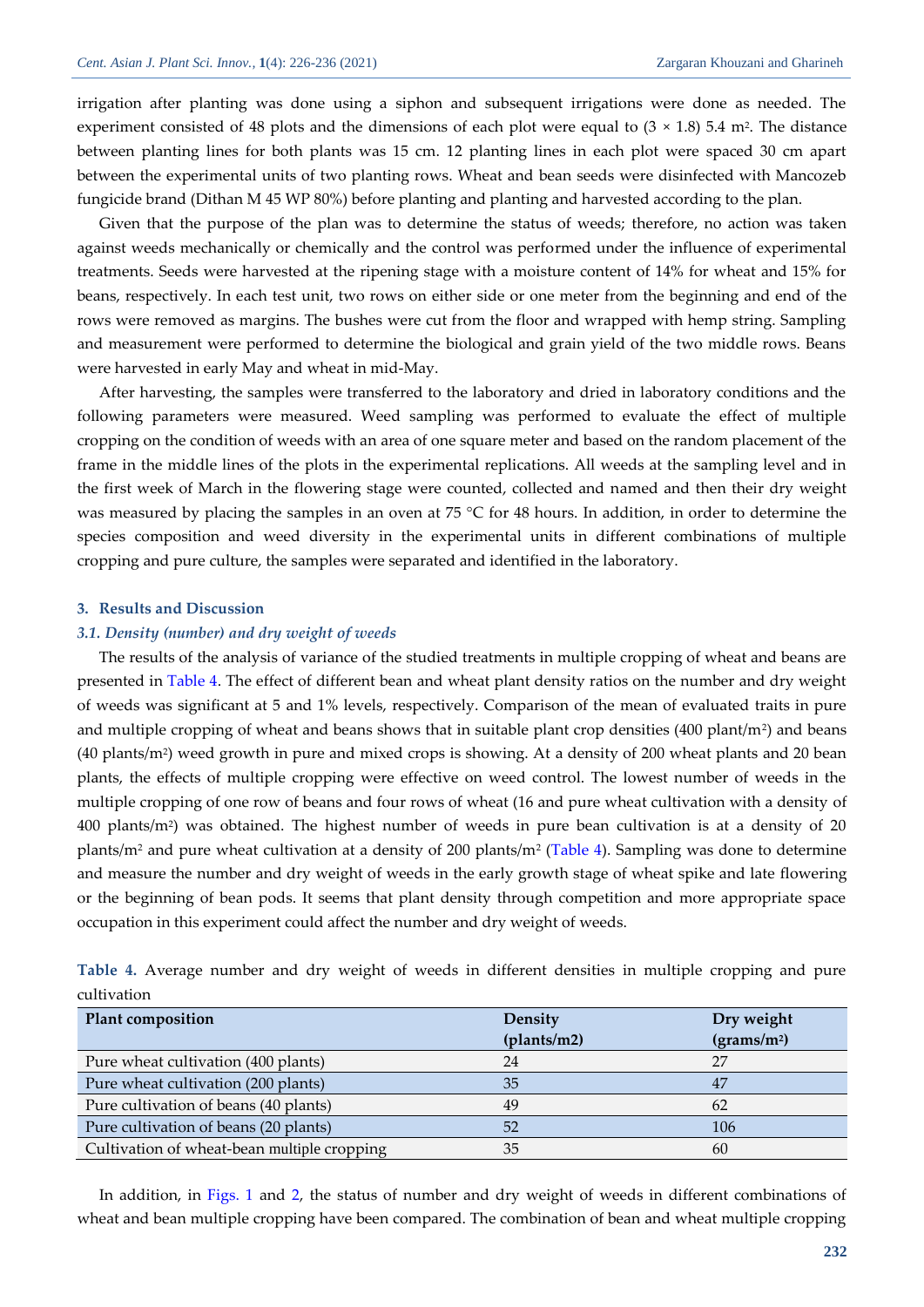irrigation after planting was done using a siphon and subsequent irrigations were done as needed. The experiment consisted of 48 plots and the dimensions of each plot were equal to (3 × 1.8) 5.4 m². The distance between planting lines for both plants was 15 cm. 12 planting lines in each plot were spaced 30 cm apart between the experimental units of two planting rows. Wheat and bean seeds were disinfected with Mancozeb fungicide brand (Dithan M 45 WP 80%) before planting and planting and harvested according to the plan.

Given that the purpose of the plan was to determine the status of weeds; therefore, no action was taken against weeds mechanically or chemically and the control was performed under the influence of experimental treatments. Seeds were harvested at the ripening stage with a moisture content of 14% for wheat and 15% for beans, respectively. In each test unit, two rows on either side or one meter from the beginning and end of the rows were removed as margins. The bushes were cut from the floor and wrapped with hemp string. Sampling and measurement were performed to determine the biological and grain yield of the two middle rows. Beans were harvested in early May and wheat in mid-May.

After harvesting, the samples were transferred to the laboratory and dried in laboratory conditions and the following parameters were measured. Weed sampling was performed to evaluate the effect of multiple cropping on the condition of weeds with an area of one square meter and based on the random placement of the frame in the middle lines of the plots in the experimental replications. All weeds at the sampling level and in the first week of March in the flowering stage were counted, collected and named and then their dry weight was measured by placing the samples in an oven at 75 °C for 48 hours. In addition, in order to determine the species composition and weed diversity in the experimental units in different combinations of multiple cropping and pure culture, the samples were separated and identified in the laboratory.

## 3. Results and Discussion

### *3.1. Density (number) and dry weight of weeds*

The results of the analysis of variance of the studied treatments in multiple cropping of wheat and beans are presented in Table 4. The effect of different bean and wheat plant density ratios on the number and dry weight of weeds was significant at 5 and 1% levels, respectively. Comparison of the mean of evaluated traits in pure and multiple cropping of wheat and beans shows that in suitable plant crop densities (400 plant/m²) and beans (40 plants/m²) weed growth in pure and mixed crops is showing. At a density of 200 wheat plants and 20 bean plants, the effects of multiple cropping were effective on weed control. The lowest number of weeds in the multiple cropping of one row of beans and four rows of wheat (16 and pure wheat cultivation with a density of 400 plants/m²) was obtained. The highest number of weeds in pure bean cultivation is at a density of 20 plants/m² and pure wheat cultivation at a density of 200 plants/m² (Table 4). Sampling was done to determine and measure the number and dry weight of weeds in the early growth stage of wheat spike and late flowering or the beginning of bean pods. It seems that plant density through competition and more appropriate space occupation in this experiment could affect the number and dry weight of weeds.

**Table 4.** Average number and dry weight of weeds in different densities in multiple cropping and pure cultivation

| Plant composition | Density (plants/m2) | Dry weight (grams/m²) |
|---|---|---|
| Pure wheat cultivation (400 plants) | 24 | 27 |
| Pure wheat cultivation (200 plants) | 35 | 47 |
| Pure cultivation of beans (40 plants) | 49 | 62 |
| Pure cultivation of beans (20 plants) | 52 | 106 |
| Cultivation of wheat-bean multiple cropping | 35 | 60 |

In addition, in Figs. 1 and 2, the status of number and dry weight of weeds in different combinations of wheat and bean multiple cropping have been compared. The combination of bean and wheat multiple cropping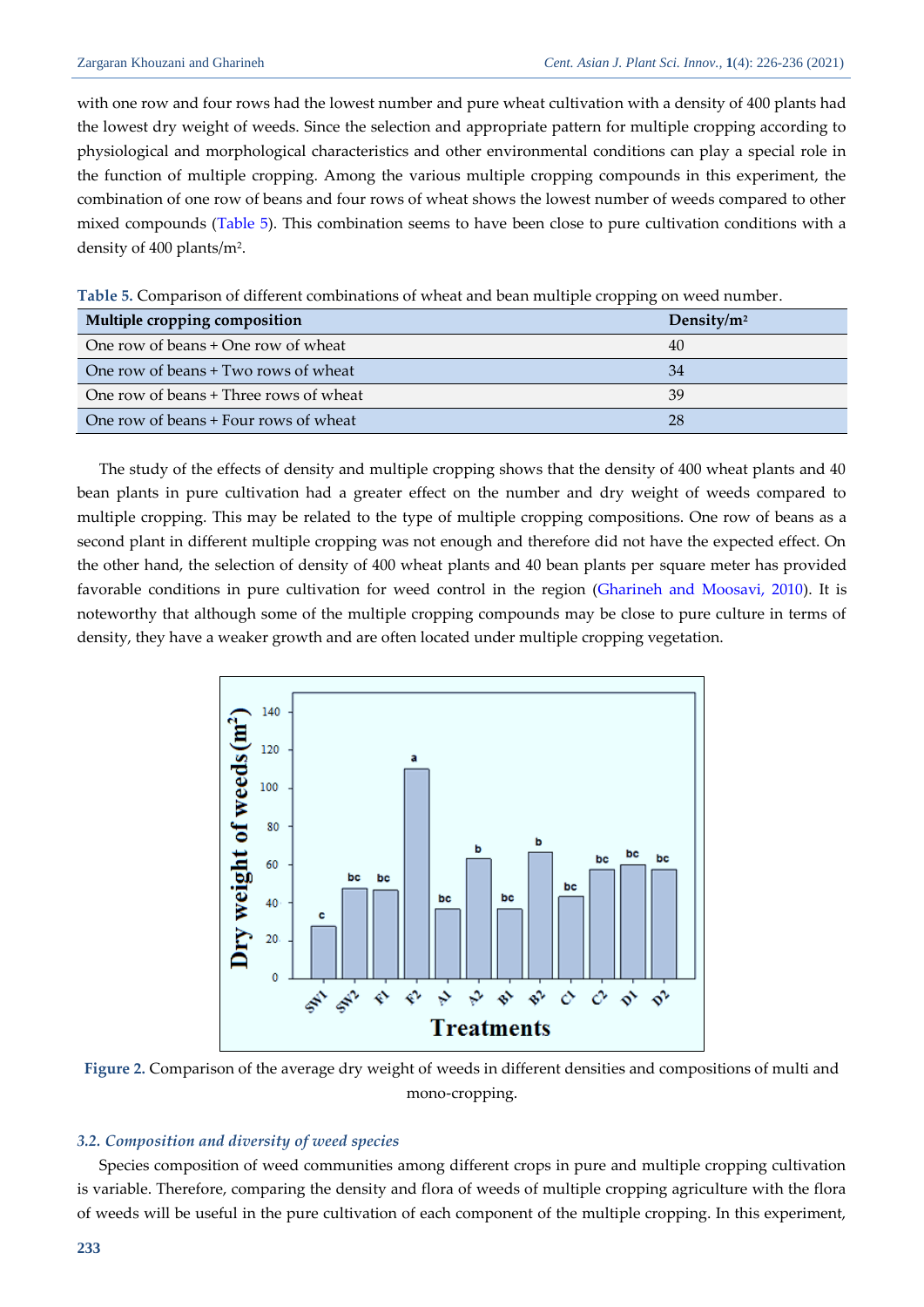with one row and four rows had the lowest number and pure wheat cultivation with a density of 400 plants had the lowest dry weight of weeds. Since the selection and appropriate pattern for multiple cropping according to physiological and morphological characteristics and other environmental conditions can play a special role in the function of multiple cropping. Among the various multiple cropping compounds in this experiment, the combination of one row of beans and four rows of wheat shows the lowest number of weeds compared to other mixed compounds (Table 5). This combination seems to have been close to pure cultivation conditions with a density of 400 plants/m².

**Table 5.** Comparison of different combinations of wheat and bean multiple cropping on weed number.

| Multiple cropping composition | Density/m² |
|---|---|
| One row of beans + One row of wheat | 40 |
| One row of beans + Two rows of wheat | 34 |
| One row of beans + Three rows of wheat | 39 |
| One row of beans + Four rows of wheat | 28 |

The study of the effects of density and multiple cropping shows that the density of 400 wheat plants and 40 bean plants in pure cultivation had a greater effect on the number and dry weight of weeds compared to multiple cropping. This may be related to the type of multiple cropping compositions. One row of beans as a second plant in different multiple cropping was not enough and therefore did not have the expected effect. On the other hand, the selection of density of 400 wheat plants and 40 bean plants per square meter has provided favorable conditions in pure cultivation for weed control in the region (Gharineh and Moosavi, 2010). It is noteworthy that although some of the multiple cropping compounds may be close to pure culture in terms of density, they have a weaker growth and are often located under multiple cropping vegetation.

**Figure 2.** Comparison of the average dry weight of weeds in different densities and compositions of multi and mono-cropping.

### *3.2. Composition and diversity of weed species*

Species composition of weed communities among different crops in pure and multiple cropping cultivation is variable. Therefore, comparing the density and flora of weeds of multiple cropping agriculture with the flora of weeds will be useful in the pure cultivation of each component of the multiple cropping. In this experiment,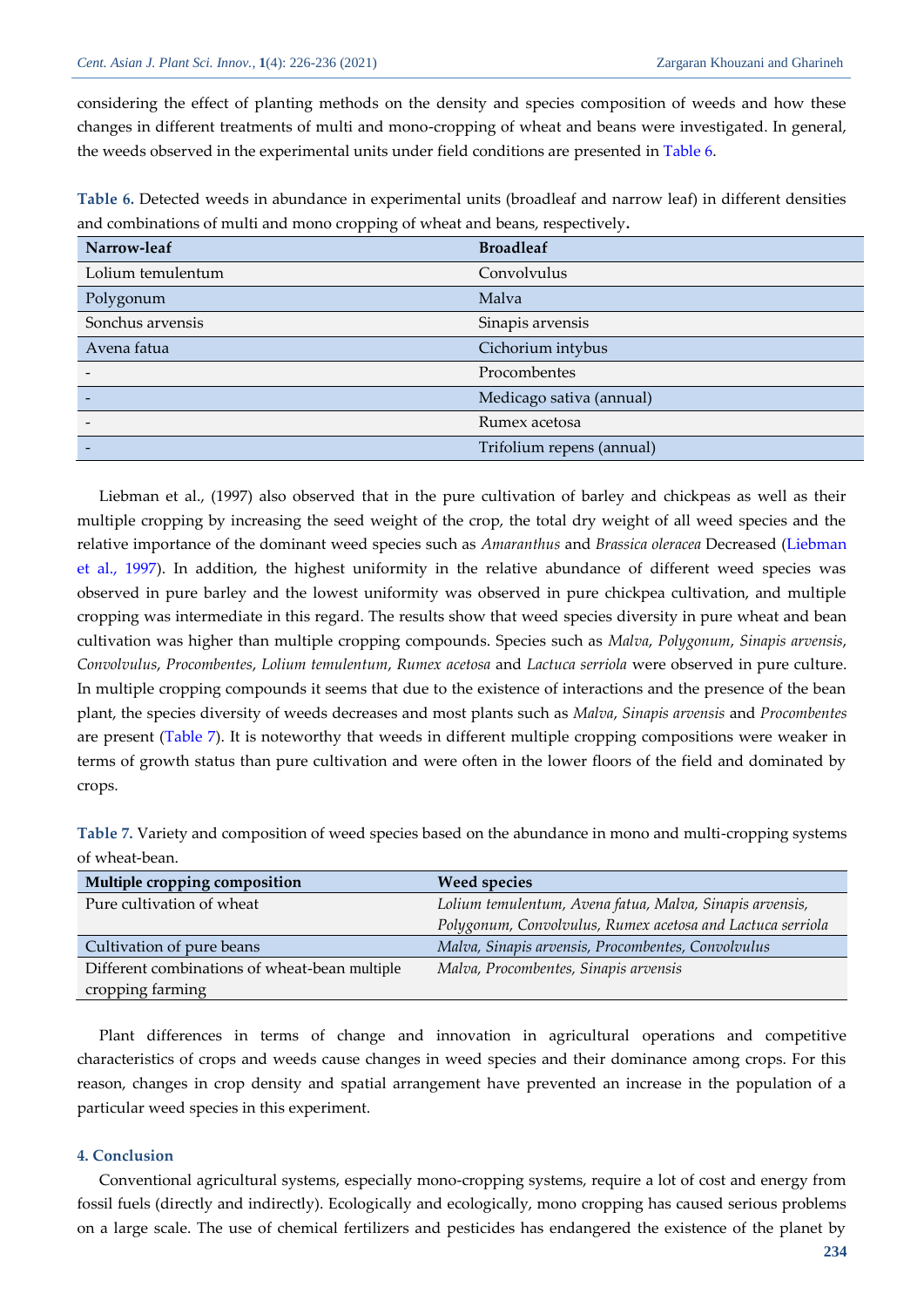considering the effect of planting methods on the density and species composition of weeds and how these changes in different treatments of multi and mono-cropping of wheat and beans were investigated. In general, the weeds observed in the experimental units under field conditions are presented in Table 6.

**Table 6.** Detected weeds in abundance in experimental units (broadleaf and narrow leaf) in different densities and combinations of multi and mono cropping of wheat and beans, respectively.

| Narrow-leaf | Broadleaf |
|---|---|
| Lolium temulentum | Convolvulus |
| Polygonum | Malva |
| Sonchus arvensis | Sinapis arvensis |
| Avena fatua | Cichorium intybus |
| - | Procombentes |
| - | Medicago sativa (annual) |
| - | Rumex acetosa |
| - | Trifolium repens (annual) |

Liebman et al., (1997) also observed that in the pure cultivation of barley and chickpeas as well as their multiple cropping by increasing the seed weight of the crop, the total dry weight of all weed species and the relative importance of the dominant weed species such as *Amaranthus* and *Brassica oleracea* Decreased (Liebman et al., 1997). In addition, the highest uniformity in the relative abundance of different weed species was observed in pure barley and the lowest uniformity was observed in pure chickpea cultivation, and multiple cropping was intermediate in this regard. The results show that weed species diversity in pure wheat and bean cultivation was higher than multiple cropping compounds. Species such as *Malva*, *Polygonum*, *Sinapis arvensis*, *Convolvulus*, *Procombentes*, *Lolium temulentum*, *Rumex acetosa* and *Lactuca serriola* were observed in pure culture. In multiple cropping compounds it seems that due to the existence of interactions and the presence of the bean plant, the species diversity of weeds decreases and most plants such as *Malva*, *Sinapis arvensis* and *Procombentes* are present (Table 7). It is noteworthy that weeds in different multiple cropping compositions were weaker in terms of growth status than pure cultivation and were often in the lower floors of the field and dominated by crops.

**Table 7.** Variety and composition of weed species based on the abundance in mono and multi-cropping systems of wheat-bean.

| Multiple cropping composition | Weed species |
|---|---|
| Pure cultivation of wheat | *Lolium temulentum, Avena fatua, Malva, Sinapis arvensis, Polygonum, Convolvulus, Rumex acetosa and Lactuca serriola* |
| Cultivation of pure beans | *Malva, Sinapis arvensis, Procombentes, Convolvulus* |
| Different combinations of wheat-bean multiple cropping farming | *Malva, Procombentes, Sinapis arvensis* |

Plant differences in terms of change and innovation in agricultural operations and competitive characteristics of crops and weeds cause changes in weed species and their dominance among crops. For this reason, changes in crop density and spatial arrangement have prevented an increase in the population of a particular weed species in this experiment.

## 4. Conclusion

Conventional agricultural systems, especially mono-cropping systems, require a lot of cost and energy from fossil fuels (directly and indirectly). Ecologically and ecologically, mono cropping has caused serious problems on a large scale. The use of chemical fertilizers and pesticides has endangered the existence of the planet by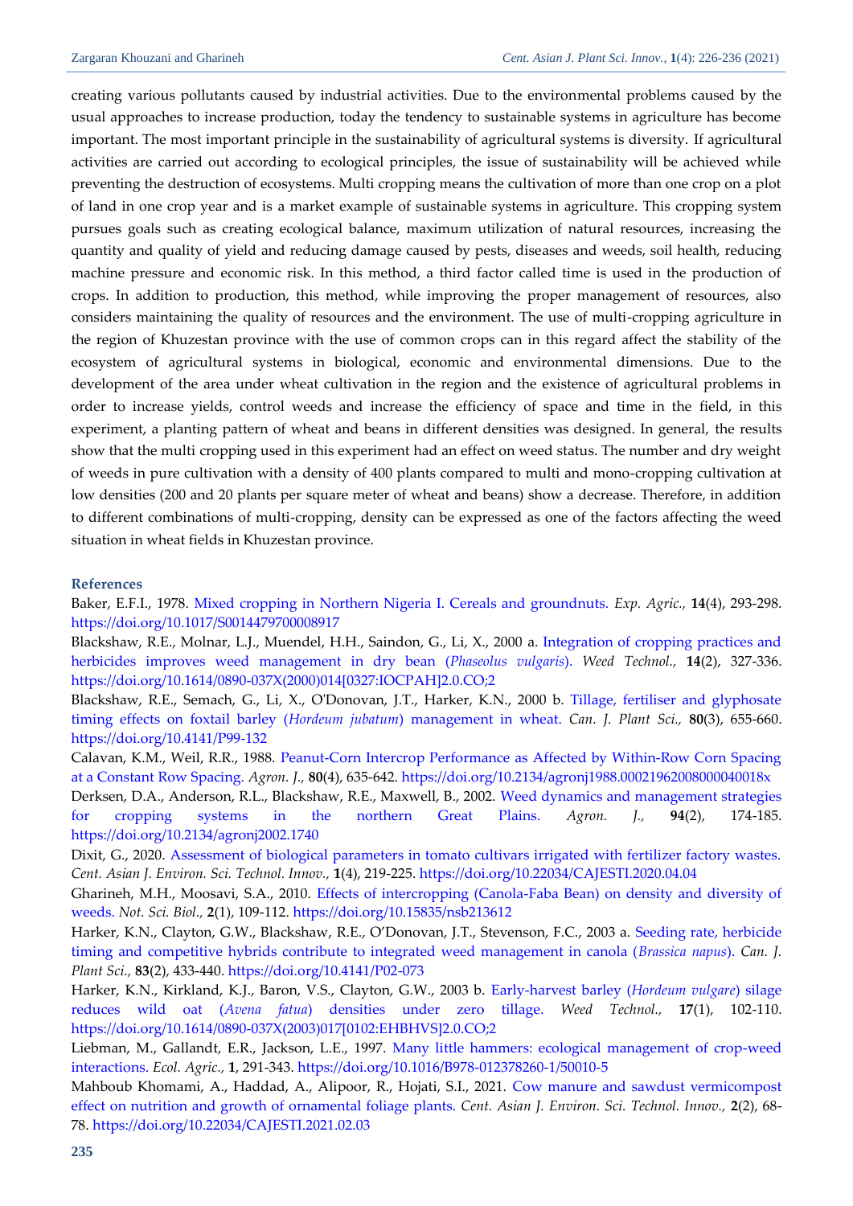creating various pollutants caused by industrial activities. Due to the environmental problems caused by the usual approaches to increase production, today the tendency to sustainable systems in agriculture has become important. The most important principle in the sustainability of agricultural systems is diversity. If agricultural activities are carried out according to ecological principles, the issue of sustainability will be achieved while preventing the destruction of ecosystems. Multi cropping means the cultivation of more than one crop on a plot of land in one crop year and is a market example of sustainable systems in agriculture. This cropping system pursues goals such as creating ecological balance, maximum utilization of natural resources, increasing the quantity and quality of yield and reducing damage caused by pests, diseases and weeds, soil health, reducing machine pressure and economic risk. In this method, a third factor called time is used in the production of crops. In addition to production, this method, while improving the proper management of resources, also considers maintaining the quality of resources and the environment. The use of multi-cropping agriculture in the region of Khuzestan province with the use of common crops can in this regard affect the stability of the ecosystem of agricultural systems in biological, economic and environmental dimensions. Due to the development of the area under wheat cultivation in the region and the existence of agricultural problems in order to increase yields, control weeds and increase the efficiency of space and time in the field, in this experiment, a planting pattern of wheat and beans in different densities was designed. In general, the results show that the multi cropping used in this experiment had an effect on weed status. The number and dry weight of weeds in pure cultivation with a density of 400 plants compared to multi and mono-cropping cultivation at low densities (200 and 20 plants per square meter of wheat and beans) show a decrease. Therefore, in addition to different combinations of multi-cropping, density can be expressed as one of the factors affecting the weed situation in wheat fields in Khuzestan province.

## References

Baker, E.F.I., 1978. Mixed cropping in Northern Nigeria I. Cereals and groundnuts. *Exp. Agric.,* **14**(4), 293-298. https://doi.org/10.1017/S0014479700008917

Blackshaw, R.E., Molnar, L.J., Muendel, H.H., Saindon, G., Li, X., 2000 a. Integration of cropping practices and herbicides improves weed management in dry bean (*Phaseolus vulgaris*). *Weed Technol.,* **14**(2), 327-336. https://doi.org/10.1614/0890-037X(2000)014[0327:IOCPAH]2.0.CO;2

Blackshaw, R.E., Semach, G., Li, X., O'Donovan, J.T., Harker, K.N., 2000 b. Tillage, fertiliser and glyphosate timing effects on foxtail barley (*Hordeum jubatum*) management in wheat. *Can. J. Plant Sci.,* **80**(3), 655-660. https://doi.org/10.4141/P99-132

Calavan, K.M., Weil, R.R., 1988. Peanut-Corn Intercrop Performance as Affected by Within-Row Corn Spacing at a Constant Row Spacing. *Agron. J.,* **80**(4), 635-642. https://doi.org/10.2134/agronj1988.00021962008000040018x

Derksen, D.A., Anderson, R.L., Blackshaw, R.E., Maxwell, B., 2002. Weed dynamics and management strategies for cropping systems in the northern Great Plains. *Agron. J.,* **94**(2), 174-185. https://doi.org/10.2134/agronj2002.1740

Dixit, G., 2020. Assessment of biological parameters in tomato cultivars irrigated with fertilizer factory wastes. *Cent. Asian J. Environ. Sci. Technol. Innov.,* **1**(4), 219-225. https://doi.org/10.22034/CAJESTI.2020.04.04

Gharineh, M.H., Moosavi, S.A., 2010. Effects of intercropping (Canola-Faba Bean) on density and diversity of weeds. *Not. Sci. Biol.,* **2**(1), 109-112. https://doi.org/10.15835/nsb213612

Harker, K.N., Clayton, G.W., Blackshaw, R.E., O'Donovan, J.T., Stevenson, F.C., 2003 a. Seeding rate, herbicide timing and competitive hybrids contribute to integrated weed management in canola (*Brassica napus*). *Can. J. Plant Sci.,* **83**(2), 433-440. https://doi.org/10.4141/P02-073

Harker, K.N., Kirkland, K.J., Baron, V.S., Clayton, G.W., 2003 b. Early-harvest barley (*Hordeum vulgare*) silage reduces wild oat (*Avena fatua*) densities under zero tillage. *Weed Technol.,* **17**(1), 102-110. https://doi.org/10.1614/0890-037X(2003)017[0102:EHBHVS]2.0.CO;2

Liebman, M., Gallandt, E.R., Jackson, L.E., 1997. Many little hammers: ecological management of crop-weed interactions. *Ecol. Agric.,* **1**, 291-343. https://doi.org/10.1016/B978-012378260-1/50010-5

Mahboub Khomami, A., Haddad, A., Alipoor, R., Hojati, S.I., 2021. Cow manure and sawdust vermicompost effect on nutrition and growth of ornamental foliage plants. *Cent. Asian J. Environ. Sci. Technol. Innov.,* **2**(2), 68-78. https://doi.org/10.22034/CAJESTI.2021.02.03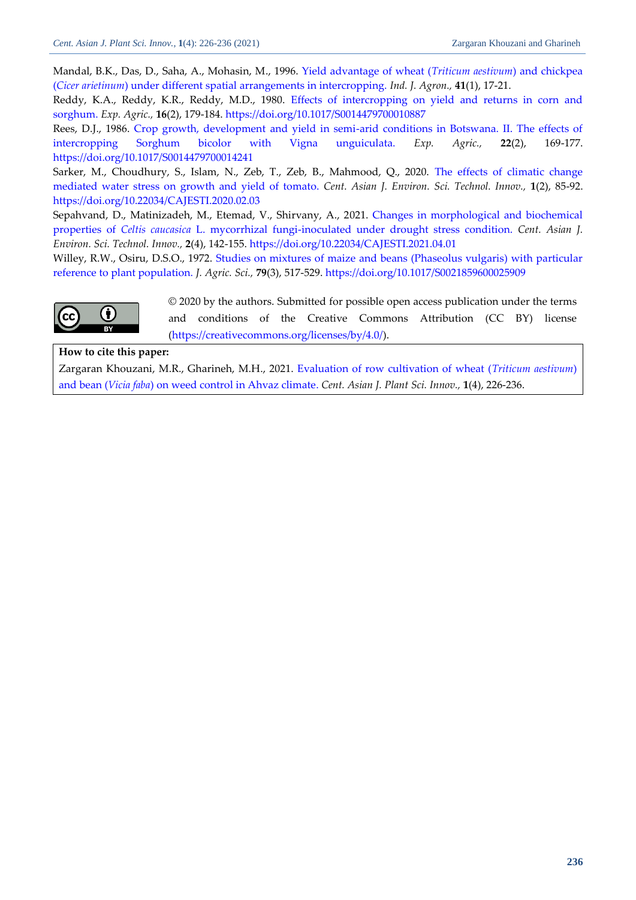Mandal, B.K., Das, D., Saha, A., Mohasin, M., 1996. Yield advantage of wheat (*Triticum aestivum*) and chickpea (*Cicer arietinum*) under different spatial arrangements in intercropping. *Ind. J. Agron.*, **41**(1), 17-21.

Reddy, K.A., Reddy, K.R., Reddy, M.D., 1980. Effects of intercropping on yield and returns in corn and sorghum. *Exp. Agric.*, **16**(2), 179-184. https://doi.org/10.1017/S0014479700010887

Rees, D.J., 1986. Crop growth, development and yield in semi-arid conditions in Botswana. II. The effects of intercropping Sorghum bicolor with Vigna unguiculata. *Exp. Agric.*, **22**(2), 169-177. https://doi.org/10.1017/S0014479700014241

Sarker, M., Choudhury, S., Islam, N., Zeb, T., Zeb, B., Mahmood, Q., 2020. The effects of climatic change mediated water stress on growth and yield of tomato. *Cent. Asian J. Environ. Sci. Technol. Innov.*, **1**(2), 85-92. https://doi.org/10.22034/CAJESTI.2020.02.03

Sepahvand, D., Matinizadeh, M., Etemad, V., Shirvany, A., 2021. Changes in morphological and biochemical properties of *Celtis caucasica* L. mycorrhizal fungi-inoculated under drought stress condition. *Cent. Asian J. Environ. Sci. Technol. Innov.*, **2**(4), 142-155. https://doi.org/10.22034/CAJESTI.2021.04.01

Willey, R.W., Osiru, D.S.O., 1972. Studies on mixtures of maize and beans (Phaseolus vulgaris) with particular reference to plant population. *J. Agric. Sci.*, **79**(3), 517-529. https://doi.org/10.1017/S0021859600025909

© 2020 by the authors. Submitted for possible open access publication under the terms and conditions of the Creative Commons Attribution (CC BY) license (https://creativecommons.org/licenses/by/4.0/).

**How to cite this paper:**

Zargaran Khouzani, M.R., Gharineh, M.H., 2021. Evaluation of row cultivation of wheat (*Triticum aestivum*) and bean (*Vicia faba*) on weed control in Ahvaz climate. *Cent. Asian J. Plant Sci. Innov.*, **1**(4), 226-236.